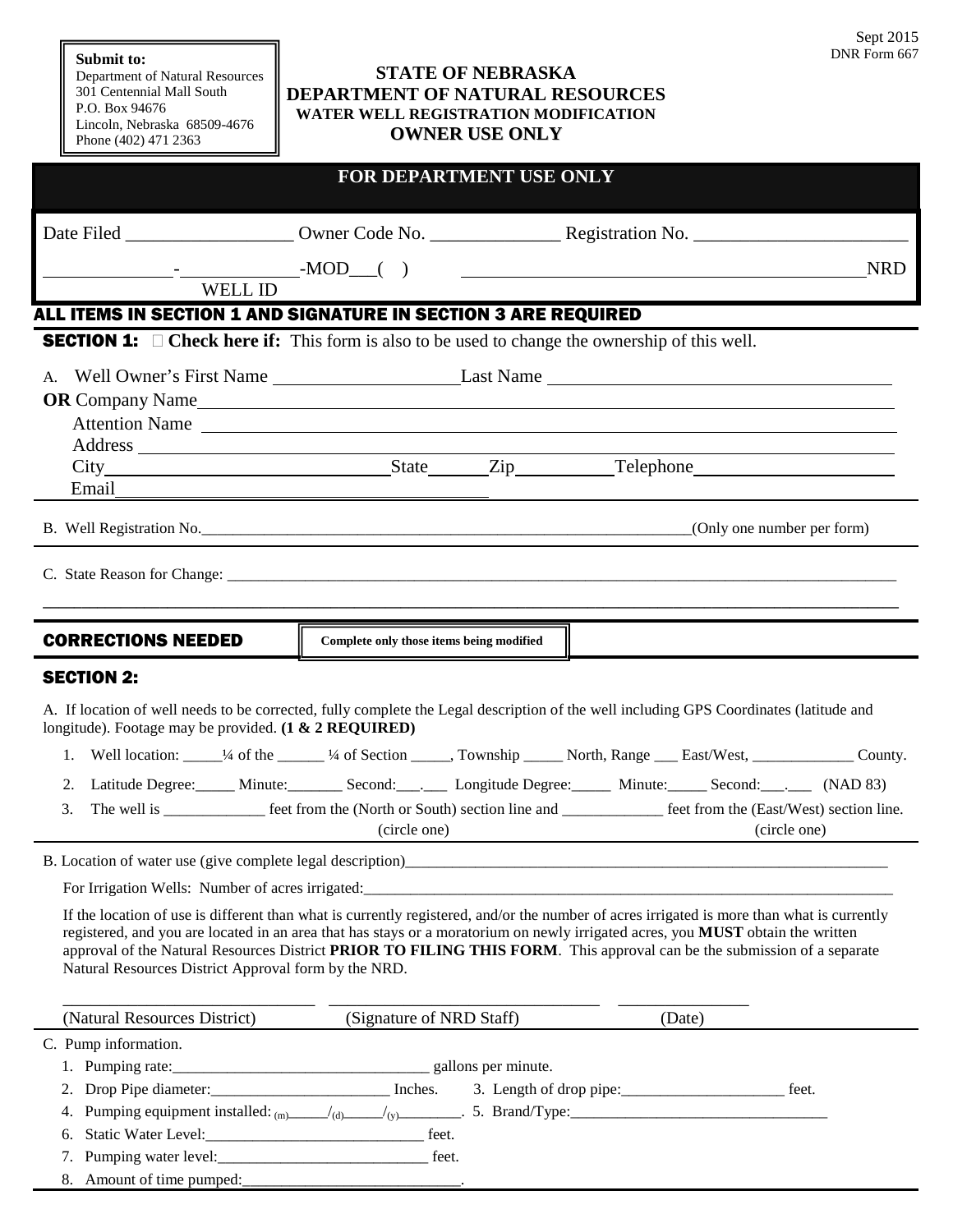Sept 2015
DNR Form 667

**Submit to:**
Department of Natural Resources
301 Centennial Mall South
P.O. Box 94676
Lincoln, Nebraska 68509-4676
Phone (402) 471 2363

# STATE OF NEBRASKA
# DEPARTMENT OF NATURAL RESOURCES
## WATER WELL REGISTRATION MODIFICATION
## OWNER USE ONLY

**FOR DEPARTMENT USE ONLY**

Date Filed _________________ Owner Code No. _____________ Registration No. ______________________

_____________-____________-MOD___( )    ___________________________________________NRD
WELL ID

## ALL ITEMS IN SECTION 1 AND SIGNATURE IN SECTION 3 ARE REQUIRED

**SECTION 1:** ☐ **Check here if:** This form is also to be used to change the ownership of this well.

A. Well Owner's First Name ____________________ Last Name ____________________________________

**OR** Company Name ______________________________________________________________

Attention Name ______________________________________________________________

Address ______________________________________________________________

City ____________________________ State ______ Zip __________ Telephone ____________________

Email ________________________________________

B. Well Registration No.________________________________________________________________(Only one number per form)

C. State Reason for Change: ______________________________________________________________________________

______________________________________________________________________________

## CORRECTIONS NEEDED

**Complete only those items being modified**

## SECTION 2:

A. If location of well needs to be corrected, fully complete the Legal description of the well including GPS Coordinates (latitude and longitude). Footage may be provided. **(1 & 2 REQUIRED)**

1. Well location: _____¼ of the ______ ¼ of Section _____, Township _____ North, Range ___ East/West, _____________ County.
2. Latitude Degree:_____ Minute:_______ Second:___.___ Longitude Degree:_____ Minute:_____ Second:___.___ (NAD 83)
3. The well is _____________ feet from the (North or South) section line and _____________ feet from the (East/West) section line.
   (circle one) (circle one)

B. Location of water use (give complete legal description)_________________________________________________________________

For Irrigation Wells: Number of acres irrigated:______________________________________________________________________

If the location of use is different than what is currently registered, and/or the number of acres irrigated is more than what is currently registered, and you are located in an area that has stays or a moratorium on newly irrigated acres, you **MUST** obtain the written approval of the Natural Resources District **PRIOR TO FILING THIS FORM**. This approval can be the submission of a separate Natural Resources District Approval form by the NRD.

______________________________ ________________________________ _______________
(Natural Resources District) (Signature of NRD Staff) (Date)

C. Pump information.

1. Pumping rate:________________________________ gallons per minute.
2. Drop Pipe diameter:______________________ Inches. 3. Length of drop pipe:_____________________ feet.
4. Pumping equipment installed: (m)______/(d)______/(y)_________. 5. Brand/Type:_________________________________
6. Static Water Level:____________________________ feet.
7. Pumping water level:___________________________ feet.
8. Amount of time pumped:____________________________.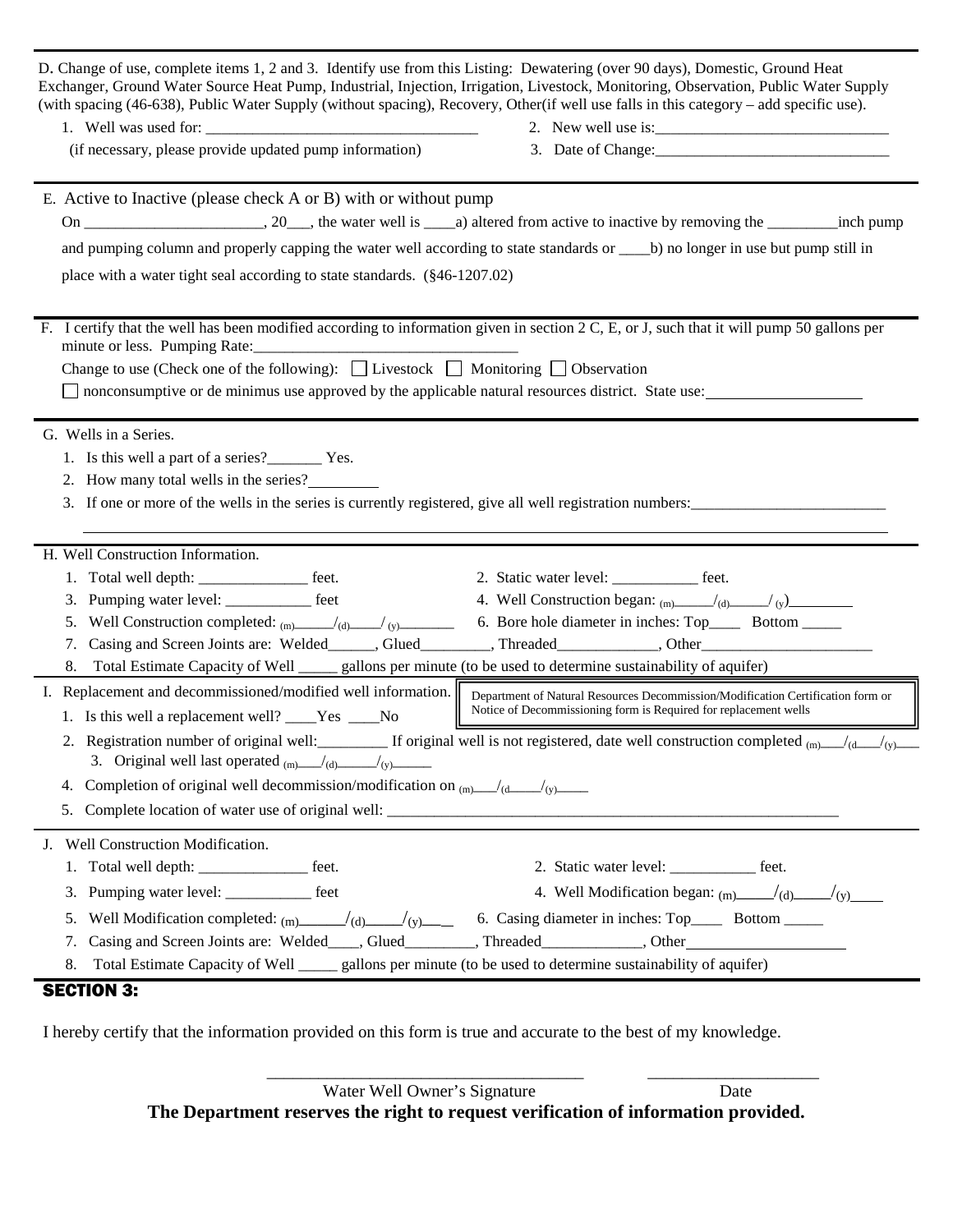D. Change of use, complete items 1, 2 and 3. Identify use from this Listing: Dewatering (over 90 days), Domestic, Ground Heat Exchanger, Ground Water Source Heat Pump, Industrial, Injection, Irrigation, Livestock, Monitoring, Observation, Public Water Supply (with spacing (46-638), Public Water Supply (without spacing), Recovery, Other(if well use falls in this category – add specific use).

1. Well was used for: ___________________________________
   (if necessary, please provide updated pump information)
2. New well use is:______________________________
3. Date of Change:______________________________

E. Active to Inactive (please check A or B) with or without pump

On ______________________, 20___, the water well is ____a) altered from active to inactive by removing the _________inch pump and pumping column and properly capping the water well according to state standards or ____b) no longer in use but pump still in place with a water tight seal according to state standards. (§46-1207.02)

F. I certify that the well has been modified according to information given in section 2 C, E, or J, such that it will pump 50 gallons per minute or less. Pumping Rate:_________________________________

Change to use (Check one of the following): ☐ Livestock ☐ Monitoring ☐ Observation

☐ nonconsumptive or de minimus use approved by the applicable natural resources district. State use:____________________

G. Wells in a Series.

1. Is this well a part of a series?_______ Yes.
2. How many total wells in the series?_________
3. If one or more of the wells in the series is currently registered, give all well registration numbers:_________________________

H. Well Construction Information.

1. Total well depth: ______________ feet.
2. Static water level: ___________ feet.
3. Pumping water level: ___________ feet
4. Well Construction began: (m)______/(d)______/ (y)_________
5. Well Construction completed: (m)______/(d)_____/ (y)________
6. Bore hole diameter in inches: Top____ Bottom _____
7. Casing and Screen Joints are: Welded______, Glued_________, Threaded_____________, Other______________________
8. Total Estimate Capacity of Well _____ gallons per minute (to be used to determine sustainability of aquifer)

I. Replacement and decommissioned/modified well information.

Department of Natural Resources Decommission/Modification Certification form or Notice of Decommissioning form is Required for replacement wells

1. Is this well a replacement well? ____Yes ____No
2. Registration number of original well:_________ If original well is not registered, date well construction completed (m)___/(d___/(y)____
3. Original well last operated (m)____/(d)______/(y)______
4. Completion of original well decommission/modification on (m)____/(d_____/(y)_____
5. Complete location of water use of original well: ___________________________________________________________

J. Well Construction Modification.

1. Total well depth: ______________ feet.
2. Static water level: ___________ feet.
3. Pumping water level: ___________ feet
4. Well Modification began: (m)_____/(d)_____/(y)____
5. Well Modification completed: (m)______/(d)_____/(y)___
6. Casing diameter in inches: Top____ Bottom _____
7. Casing and Screen Joints are: Welded____, Glued_________, Threaded_____________, Other____________________
8. Total Estimate Capacity of Well _____ gallons per minute (to be used to determine sustainability of aquifer)

## SECTION 3:

I hereby certify that the information provided on this form is true and accurate to the best of my knowledge.

______________________________________ ____________________
Water Well Owner's Signature Date

**The Department reserves the right to request verification of information provided.**